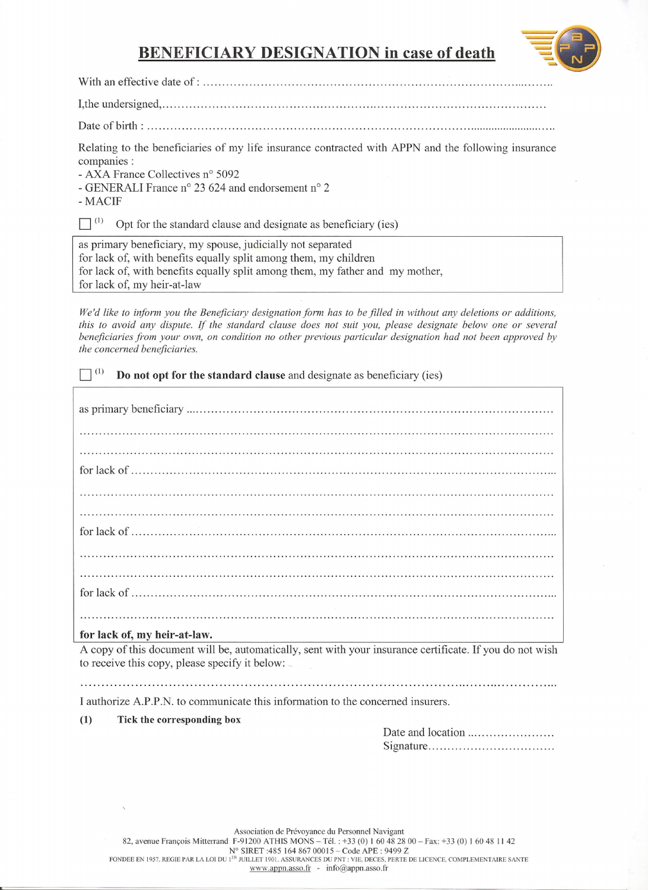# BENEFICIARY DESIGNATION in case of death

With an effective date of : ……………………………………………………………………………………

I,the undersigned,……………………………………………………………………………………………

Date of birth : …………………………………………………………………………………………………

Relating to the beneficiaries of my life insurance contracted with APPN and the following insurance companies :

- AXA France Collectives n° 5092
- GENERALI France n° 23 624 and endorsement n° 2
- MACIF

☐ (1) Opt for the standard clause and designate as beneficiary (ies)

| as primary beneficiary, my spouse, judicially not separated<br>for lack of, with benefits equally split among them, my children<br>for lack of, with benefits equally split among them, my father and my mother,<br>for lack of, my heir-at-law |
|---|

*We'd like to inform you the Beneficiary designation form has to be filled in without any deletions or additions, this to avoid any dispute. If the standard clause does not suit you, please designate below one or several beneficiaries from your own, on condition no other previous particular designation had not been approved by the concerned beneficiaries.*

☐ (1) **Do not opt for the standard clause** and designate as beneficiary (ies)

| as primary beneficiary ……………………………………………………………………………<br>……………………………………………………………………………………………<br>……………………………………………………………………………………………<br>for lack of ………………………………………………………………………………………<br>……………………………………………………………………………………………<br>……………………………………………………………………………………………<br>for lack of ………………………………………………………………………………………<br>……………………………………………………………………………………………<br>……………………………………………………………………………………………<br>for lack of ………………………………………………………………………………………<br>……………………………………………………………………………………………<br>**for lack of, my heir-at-law.** |
|---|

A copy of this document will be, automatically, sent with your insurance certificate. If you do not wish to receive this copy, please specify it below:

…………………………………………………………………………………………………………

I authorize A.P.P.N. to communicate this information to the concerned insurers.

**(1) Tick the corresponding box**

Date and location ……………………

Signature……………………………

Association de Prévoyance du Personnel Navigant
82, avenue François Mitterrand F-91200 ATHIS MONS – Tél. : +33 (0) 1 60 48 28 00 – Fax: +33 (0) 1 60 48 11 42
N° SIRET :485 164 867 00015 – Code APE : 9499 Z
FONDEE EN 1957, REGIE PAR LA LOI DU 1ER JUILLET 1901. ASSURANCES DU PNT : VIE, DECES, PERTE DE LICENCE, COMPLEMENTAIRE SANTE
www.appn.asso.fr - info@appn.asso.fr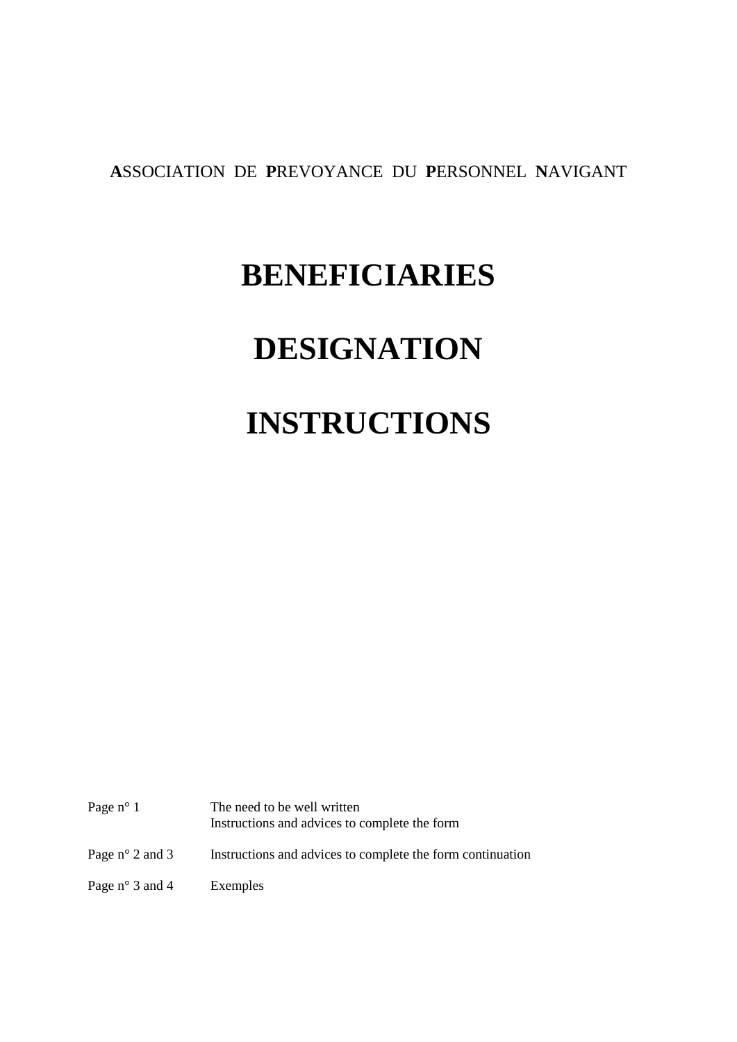**A**SSOCIATION DE **P**REVOYANCE DU **P**ERSONNEL **N**AVIGANT

# BENEFICIARIES

# DESIGNATION

# INSTRUCTIONS

| | |
|---|---|
| Page n° 1 | The need to be well written<br>Instructions and advices to complete the form |
| Page n° 2 and 3 | Instructions and advices to complete the form continuation |
| Page n° 3 and 4 | Exemples |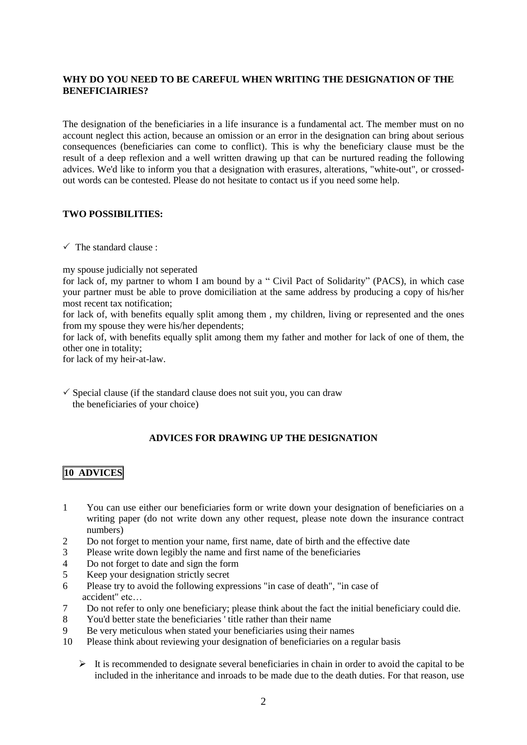**WHY DO YOU NEED TO BE CAREFUL WHEN WRITING THE DESIGNATION OF THE BENEFICIAIRIES?**

The designation of the beneficiaries in a life insurance is a fundamental act. The member must on no account neglect this action, because an omission or an error in the designation can bring about serious consequences (beneficiaries can come to conflict). This is why the beneficiary clause must be the result of a deep reflexion and a well written drawing up that can be nurtured reading the following advices. We'd like to inform you that a designation with erasures, alterations, "white-out", or crossed-out words can be contested. Please do not hesitate to contact us if you need some help.

**TWO POSSIBILITIES:**

✓ The standard clause :

my spouse judicially not seperated

for lack of, my partner to whom I am bound by a " Civil Pact of Solidarity" (PACS), in which case your partner must be able to prove domiciliation at the same address by producing a copy of his/her most recent tax notification;

for lack of, with benefits equally split among them , my children, living or represented and the ones from my spouse they were his/her dependents;

for lack of, with benefits equally split among them my father and mother for lack of one of them, the other one in totality;

for lack of my heir-at-law.

✓ Special clause (if the standard clause does not suit you, you can draw the beneficiaries of your choice)

**ADVICES FOR DRAWING UP THE DESIGNATION**

**10 ADVICES**

1. You can use either our beneficiaries form or write down your designation of beneficiaries on a writing paper (do not write down any other request, please note down the insurance contract numbers)
2. Do not forget to mention your name, first name, date of birth and the effective date
3. Please write down legibly the name and first name of the beneficiaries
4. Do not forget to date and sign the form
5. Keep your designation strictly secret
6. Please try to avoid the following expressions "in case of death", "in case of accident" etc…
7. Do not refer to only one beneficiary; please think about the fact the initial beneficiary could die.
8. You'd better state the beneficiaries ' title rather than their name
9. Be very meticulous when stated your beneficiaries using their names
10. Please think about reviewing your designation of beneficiaries on a regular basis

- It is recommended to designate several beneficiaries in chain in order to avoid the capital to be included in the inheritance and inroads to be made due to the death duties. For that reason, use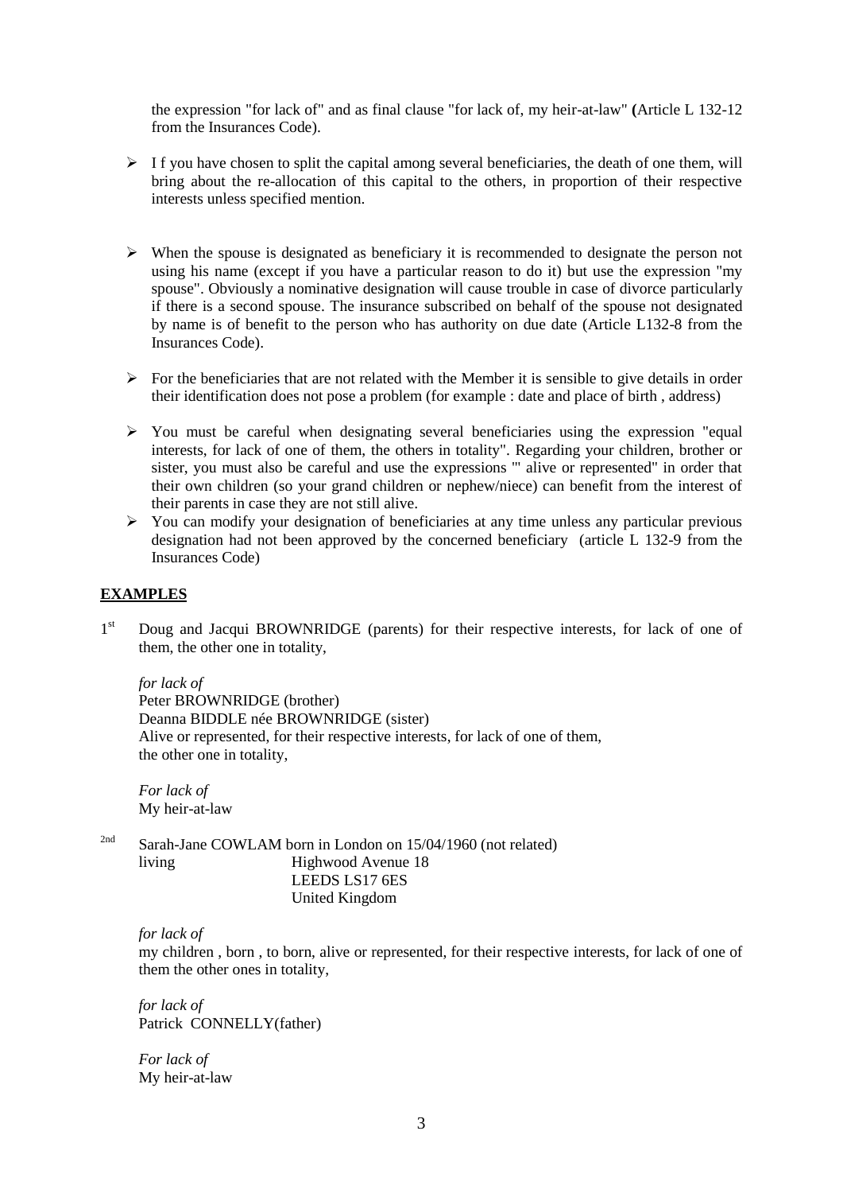the expression "for lack of" and as final clause "for lack of, my heir-at-law" **(**Article L 132-12 from the Insurances Code).

- I f you have chosen to split the capital among several beneficiaries, the death of one them, will bring about the re-allocation of this capital to the others, in proportion of their respective interests unless specified mention.

- When the spouse is designated as beneficiary it is recommended to designate the person not using his name (except if you have a particular reason to do it) but use the expression "my spouse". Obviously a nominative designation will cause trouble in case of divorce particularly if there is a second spouse. The insurance subscribed on behalf of the spouse not designated by name is of benefit to the person who has authority on due date (Article L132-8 from the Insurances Code).

- For the beneficiaries that are not related with the Member it is sensible to give details in order their identification does not pose a problem (for example : date and place of birth , address)

- You must be careful when designating several beneficiaries using the expression "equal interests, for lack of one of them, the others in totality". Regarding your children, brother or sister, you must also be careful and use the expressions "' alive or represented" in order that their own children (so your grand children or nephew/niece) can benefit from the interest of their parents in case they are not still alive.
- You can modify your designation of beneficiaries at any time unless any particular previous designation had not been approved by the concerned beneficiary (article L 132-9 from the Insurances Code)

## EXAMPLES

1st Doug and Jacqui BROWNRIDGE (parents) for their respective interests, for lack of one of them, the other one in totality,

*for lack of*
Peter BROWNRIDGE (brother)
Deanna BIDDLE née BROWNRIDGE (sister)
Alive or represented, for their respective interests, for lack of one of them, the other one in totality,

*For lack of*
My heir-at-law

2nd Sarah-Jane COWLAM born in London on 15/04/1960 (not related)
living Highwood Avenue 18
LEEDS LS17 6ES
United Kingdom

*for lack of*
my children , born , to born, alive or represented, for their respective interests, for lack of one of them the other ones in totality,

*for lack of*
Patrick CONNELLY(father)

*For lack of*
My heir-at-law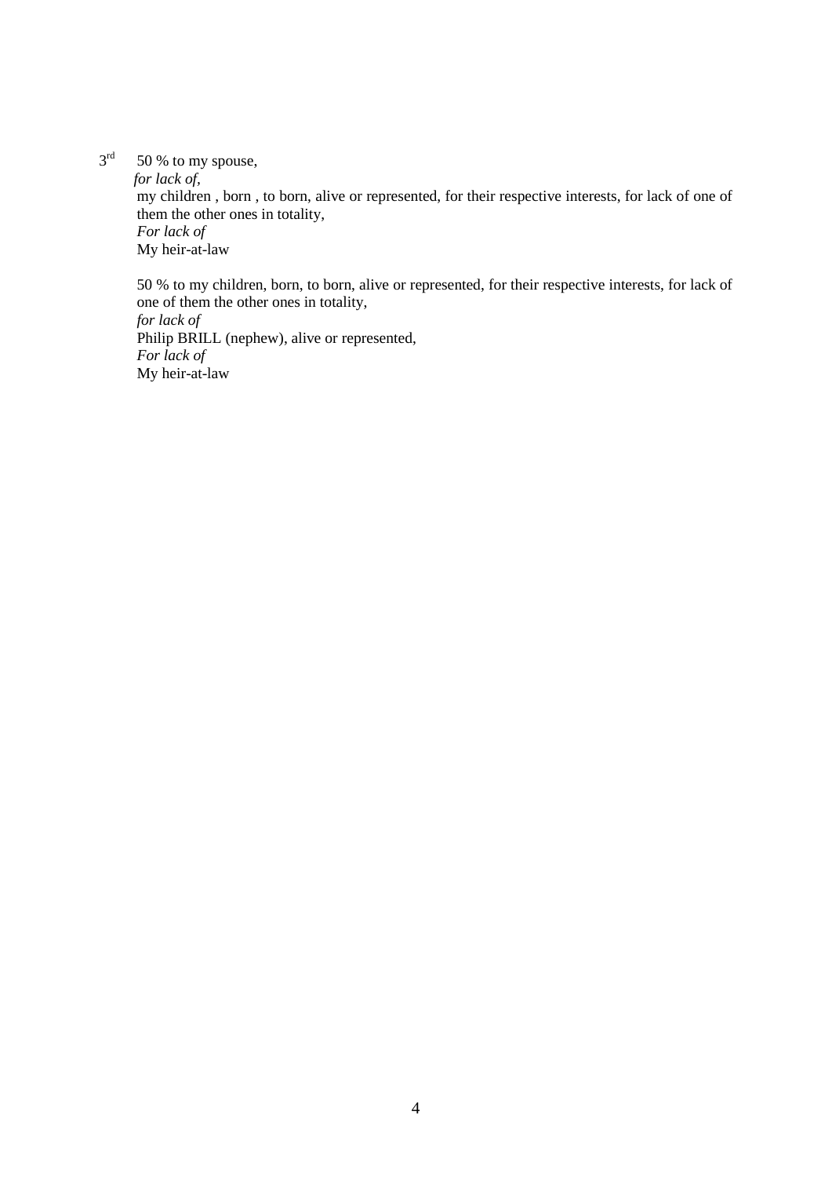3rd 50 % to my spouse,

*for lack of,*

my children , born , to born, alive or represented, for their respective interests, for lack of one of them the other ones in totality,

*For lack of*

My heir-at-law

50 % to my children, born, to born, alive or represented, for their respective interests, for lack of one of them the other ones in totality,

*for lack of*

Philip BRILL (nephew), alive or represented,

*For lack of*

My heir-at-law